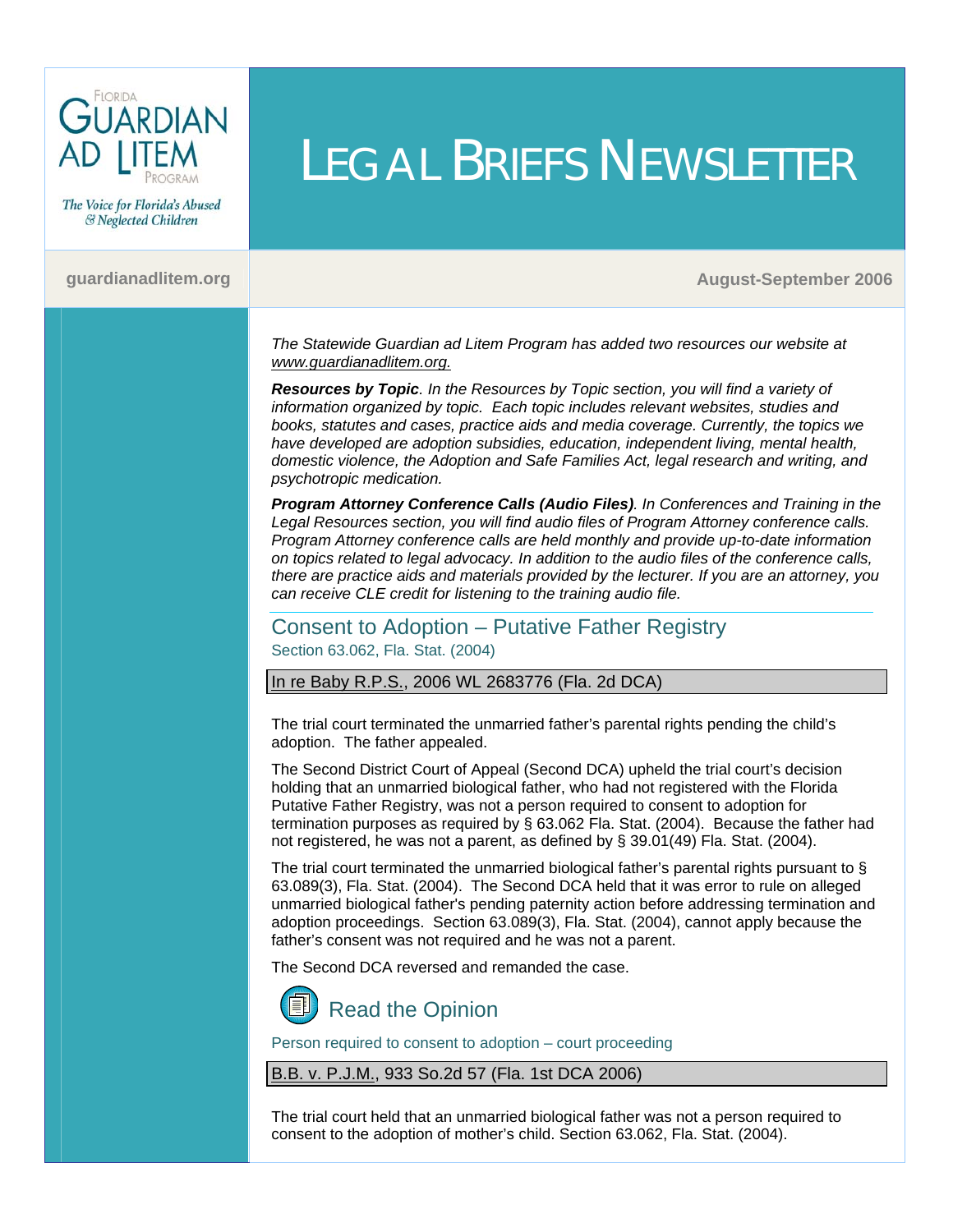# LEGAL BRIEFS NEWSLETTER

**Florida Guardian ad Litem Program**

*The Voice for Florida's Abused & Neglected Children*

guardianadlitem.org

August-September 2006

*The Statewide Guardian ad Litem Program has added two resources our website at www.guardianadlitem.org.*

***Resources by Topic****. In the Resources by Topic section, you will find a variety of information organized by topic. Each topic includes relevant websites, studies and books, statutes and cases, practice aids and media coverage. Currently, the topics we have developed are adoption subsidies, education, independent living, mental health, domestic violence, the Adoption and Safe Families Act, legal research and writing, and psychotropic medication.*

***Program Attorney Conference Calls (Audio Files)****. In Conferences and Training in the Legal Resources section, you will find audio files of Program Attorney conference calls. Program Attorney conference calls are held monthly and provide up-to-date information on topics related to legal advocacy. In addition to the audio files of the conference calls, there are practice aids and materials provided by the lecturer. If you are an attorney, you can receive CLE credit for listening to the training audio file.*

## Consent to Adoption – Putative Father Registry

Section 63.062, Fla. Stat. (2004)

**In re Baby R.P.S., 2006 WL 2683776 (Fla. 2d DCA)**

The trial court terminated the unmarried father's parental rights pending the child's adoption. The father appealed.

The Second District Court of Appeal (Second DCA) upheld the trial court's decision holding that an unmarried biological father, who had not registered with the Florida Putative Father Registry, was not a person required to consent to adoption for termination purposes as required by § 63.062 Fla. Stat. (2004). Because the father had not registered, he was not a parent, as defined by § 39.01(49) Fla. Stat. (2004).

The trial court terminated the unmarried biological father's parental rights pursuant to § 63.089(3), Fla. Stat. (2004). The Second DCA held that it was error to rule on alleged unmarried biological father's pending paternity action before addressing termination and adoption proceedings. Section 63.089(3), Fla. Stat. (2004), cannot apply because the father's consent was not required and he was not a parent.

The Second DCA reversed and remanded the case.

Read the Opinion

### Person required to consent to adoption – court proceeding

**B.B. v. P.J.M., 933 So.2d 57 (Fla. 1st DCA 2006)**

The trial court held that an unmarried biological father was not a person required to consent to the adoption of mother's child. Section 63.062, Fla. Stat. (2004).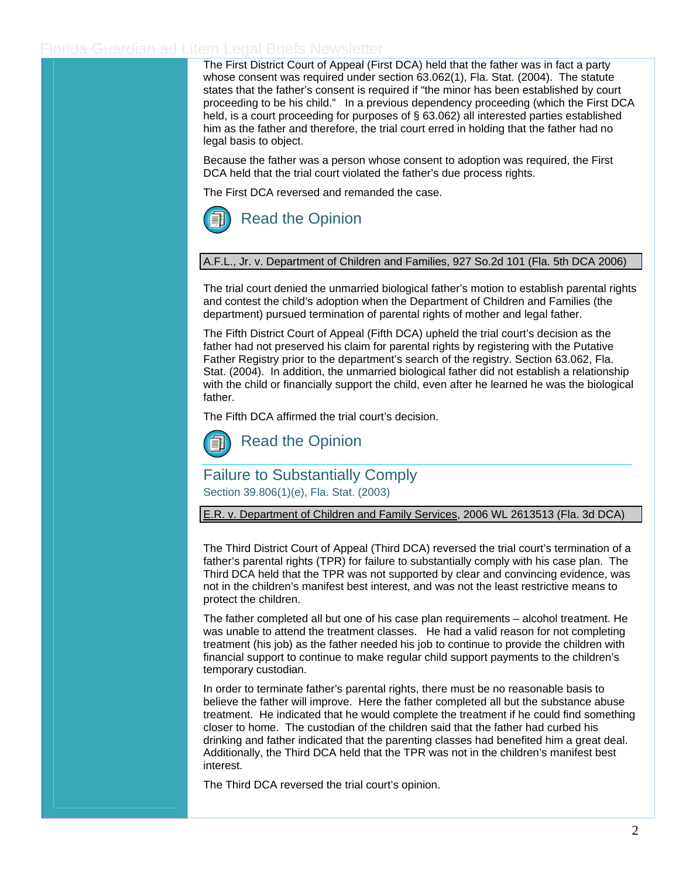The First District Court of Appeal (First DCA) held that the father was in fact a party whose consent was required under section 63.062(1), Fla. Stat. (2004). The statute states that the father's consent is required if "the minor has been established by court proceeding to be his child." In a previous dependency proceeding (which the First DCA held, is a court proceeding for purposes of § 63.062) all interested parties established him as the father and therefore, the trial court erred in holding that the father had no legal basis to object.

Because the father was a person whose consent to adoption was required, the First DCA held that the trial court violated the father's due process rights.

The First DCA reversed and remanded the case.

Read the Opinion

A.F.L., Jr. v. Department of Children and Families, 927 So.2d 101 (Fla. 5th DCA 2006)

The trial court denied the unmarried biological father's motion to establish parental rights and contest the child's adoption when the Department of Children and Families (the department) pursued termination of parental rights of mother and legal father.

The Fifth District Court of Appeal (Fifth DCA) upheld the trial court's decision as the father had not preserved his claim for parental rights by registering with the Putative Father Registry prior to the department's search of the registry. Section 63.062, Fla. Stat. (2004). In addition, the unmarried biological father did not establish a relationship with the child or financially support the child, even after he learned he was the biological father.

The Fifth DCA affirmed the trial court's decision.

Read the Opinion

## Failure to Substantially Comply

Section 39.806(1)(e), Fla. Stat. (2003)

E.R. v. Department of Children and Family Services, 2006 WL 2613513 (Fla. 3d DCA)

The Third District Court of Appeal (Third DCA) reversed the trial court's termination of a father's parental rights (TPR) for failure to substantially comply with his case plan. The Third DCA held that the TPR was not supported by clear and convincing evidence, was not in the children's manifest best interest, and was not the least restrictive means to protect the children.

The father completed all but one of his case plan requirements – alcohol treatment. He was unable to attend the treatment classes. He had a valid reason for not completing treatment (his job) as the father needed his job to continue to provide the children with financial support to continue to make regular child support payments to the children's temporary custodian.

In order to terminate father's parental rights, there must be no reasonable basis to believe the father will improve. Here the father completed all but the substance abuse treatment. He indicated that he would complete the treatment if he could find something closer to home. The custodian of the children said that the father had curbed his drinking and father indicated that the parenting classes had benefited him a great deal. Additionally, the Third DCA held that the TPR was not in the children's manifest best interest.

The Third DCA reversed the trial court's opinion.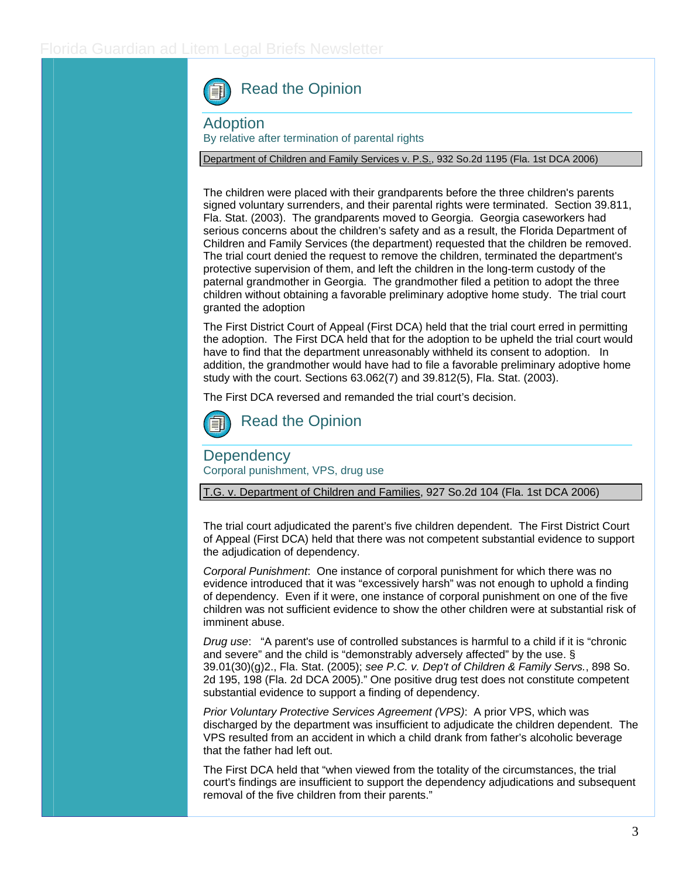Read the Opinion

## Adoption

By relative after termination of parental rights

Department of Children and Family Services v. P.S., 932 So.2d 1195 (Fla. 1st DCA 2006)

The children were placed with their grandparents before the three children's parents signed voluntary surrenders, and their parental rights were terminated. Section 39.811, Fla. Stat. (2003). The grandparents moved to Georgia. Georgia caseworkers had serious concerns about the children's safety and as a result, the Florida Department of Children and Family Services (the department) requested that the children be removed. The trial court denied the request to remove the children, terminated the department's protective supervision of them, and left the children in the long-term custody of the paternal grandmother in Georgia. The grandmother filed a petition to adopt the three children without obtaining a favorable preliminary adoptive home study. The trial court granted the adoption

The First District Court of Appeal (First DCA) held that the trial court erred in permitting the adoption. The First DCA held that for the adoption to be upheld the trial court would have to find that the department unreasonably withheld its consent to adoption. In addition, the grandmother would have had to file a favorable preliminary adoptive home study with the court. Sections 63.062(7) and 39.812(5), Fla. Stat. (2003).

The First DCA reversed and remanded the trial court's decision.

Read the Opinion

## Dependency

Corporal punishment, VPS, drug use

T.G. v. Department of Children and Families, 927 So.2d 104 (Fla. 1st DCA 2006)

The trial court adjudicated the parent's five children dependent. The First District Court of Appeal (First DCA) held that there was not competent substantial evidence to support the adjudication of dependency.

*Corporal Punishment*: One instance of corporal punishment for which there was no evidence introduced that it was "excessively harsh" was not enough to uphold a finding of dependency. Even if it were, one instance of corporal punishment on one of the five children was not sufficient evidence to show the other children were at substantial risk of imminent abuse.

*Drug use*: "A parent's use of controlled substances is harmful to a child if it is "chronic and severe" and the child is "demonstrably adversely affected" by the use. § 39.01(30)(g)2., Fla. Stat. (2005); *see P.C. v. Dep't of Children & Family Servs.*, 898 So. 2d 195, 198 (Fla. 2d DCA 2005)." One positive drug test does not constitute competent substantial evidence to support a finding of dependency.

*Prior Voluntary Protective Services Agreement (VPS)*: A prior VPS, which was discharged by the department was insufficient to adjudicate the children dependent. The VPS resulted from an accident in which a child drank from father's alcoholic beverage that the father had left out.

The First DCA held that "when viewed from the totality of the circumstances, the trial court's findings are insufficient to support the dependency adjudications and subsequent removal of the five children from their parents."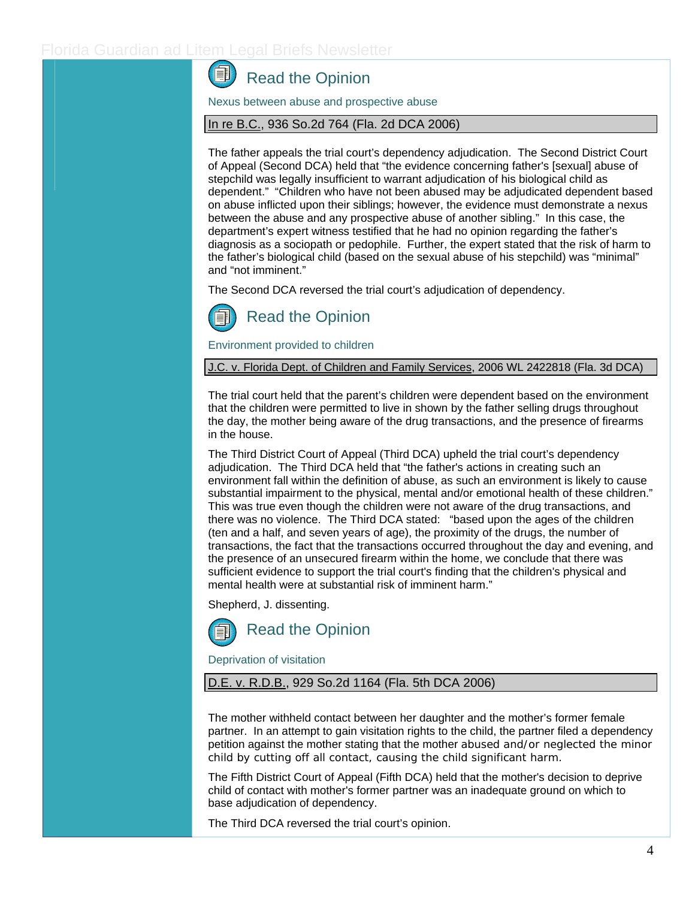## Read the Opinion

Nexus between abuse and prospective abuse

In re B.C., 936 So.2d 764 (Fla. 2d DCA 2006)

The father appeals the trial court's dependency adjudication. The Second District Court of Appeal (Second DCA) held that "the evidence concerning father's [sexual] abuse of stepchild was legally insufficient to warrant adjudication of his biological child as dependent." "Children who have not been abused may be adjudicated dependent based on abuse inflicted upon their siblings; however, the evidence must demonstrate a nexus between the abuse and any prospective abuse of another sibling." In this case, the department's expert witness testified that he had no opinion regarding the father's diagnosis as a sociopath or pedophile. Further, the expert stated that the risk of harm to the father's biological child (based on the sexual abuse of his stepchild) was "minimal" and "not imminent."

The Second DCA reversed the trial court's adjudication of dependency.

## Read the Opinion

Environment provided to children

J.C. v. Florida Dept. of Children and Family Services, 2006 WL 2422818 (Fla. 3d DCA)

The trial court held that the parent's children were dependent based on the environment that the children were permitted to live in shown by the father selling drugs throughout the day, the mother being aware of the drug transactions, and the presence of firearms in the house.

The Third District Court of Appeal (Third DCA) upheld the trial court's dependency adjudication. The Third DCA held that "the father's actions in creating such an environment fall within the definition of abuse, as such an environment is likely to cause substantial impairment to the physical, mental and/or emotional health of these children." This was true even though the children were not aware of the drug transactions, and there was no violence. The Third DCA stated: "based upon the ages of the children (ten and a half, and seven years of age), the proximity of the drugs, the number of transactions, the fact that the transactions occurred throughout the day and evening, and the presence of an unsecured firearm within the home, we conclude that there was sufficient evidence to support the trial court's finding that the children's physical and mental health were at substantial risk of imminent harm."

Shepherd, J. dissenting.

## Read the Opinion

Deprivation of visitation

D.E. v. R.D.B., 929 So.2d 1164 (Fla. 5th DCA 2006)

The mother withheld contact between her daughter and the mother's former female partner. In an attempt to gain visitation rights to the child, the partner filed a dependency petition against the mother stating that the mother abused and/or neglected the minor child by cutting off all contact, causing the child significant harm.

The Fifth District Court of Appeal (Fifth DCA) held that the mother's decision to deprive child of contact with mother's former partner was an inadequate ground on which to base adjudication of dependency.

The Third DCA reversed the trial court's opinion.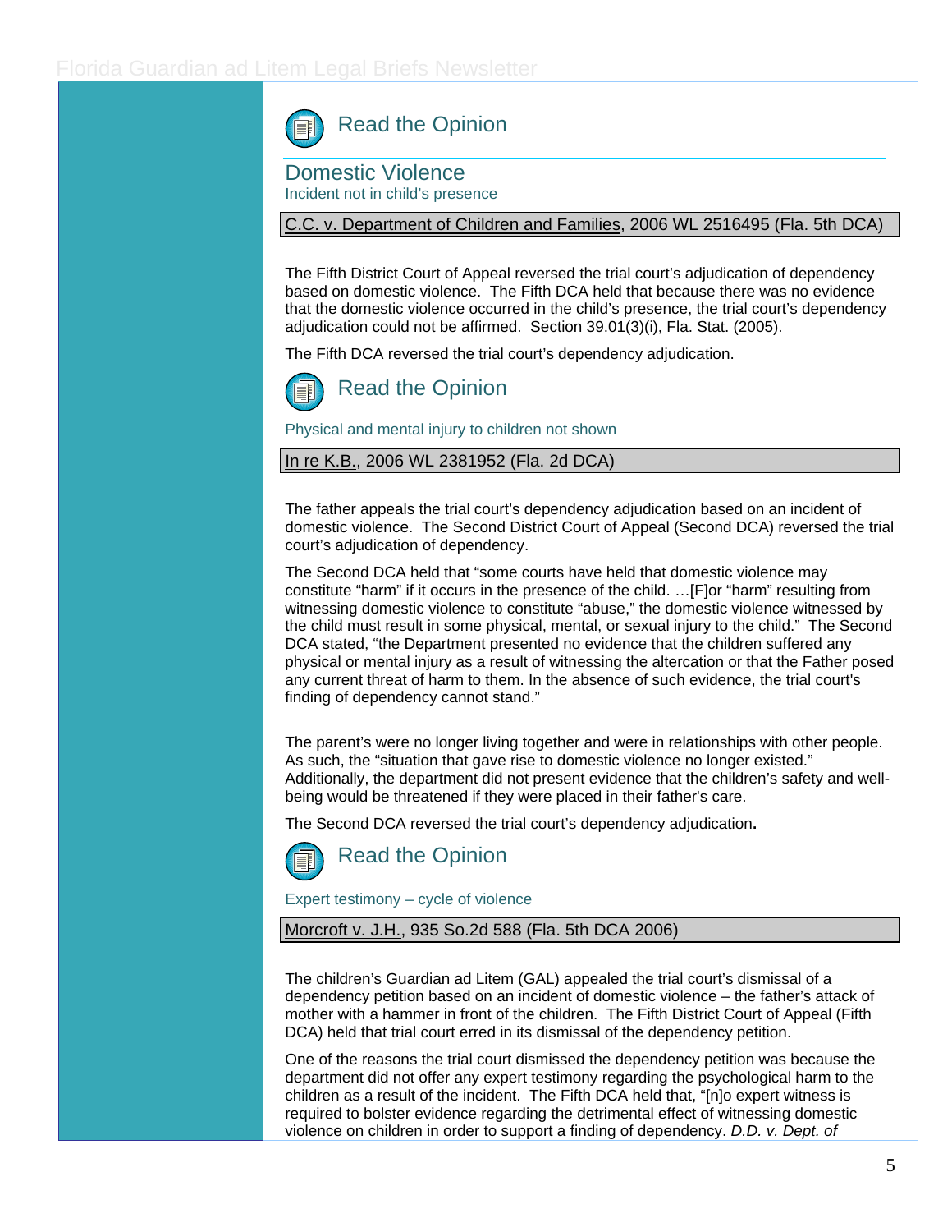Read the Opinion

## Domestic Violence

Incident not in child's presence

C.C. v. Department of Children and Families, 2006 WL 2516495 (Fla. 5th DCA)

The Fifth District Court of Appeal reversed the trial court's adjudication of dependency based on domestic violence. The Fifth DCA held that because there was no evidence that the domestic violence occurred in the child's presence, the trial court's dependency adjudication could not be affirmed. Section 39.01(3)(i), Fla. Stat. (2005).

The Fifth DCA reversed the trial court's dependency adjudication.

Read the Opinion

Physical and mental injury to children not shown

In re K.B., 2006 WL 2381952 (Fla. 2d DCA)

The father appeals the trial court's dependency adjudication based on an incident of domestic violence. The Second District Court of Appeal (Second DCA) reversed the trial court's adjudication of dependency.

The Second DCA held that "some courts have held that domestic violence may constitute "harm" if it occurs in the presence of the child. …[F]or "harm" resulting from witnessing domestic violence to constitute "abuse," the domestic violence witnessed by the child must result in some physical, mental, or sexual injury to the child." The Second DCA stated, "the Department presented no evidence that the children suffered any physical or mental injury as a result of witnessing the altercation or that the Father posed any current threat of harm to them. In the absence of such evidence, the trial court's finding of dependency cannot stand."

The parent's were no longer living together and were in relationships with other people. As such, the "situation that gave rise to domestic violence no longer existed." Additionally, the department did not present evidence that the children's safety and well-being would be threatened if they were placed in their father's care.

The Second DCA reversed the trial court's dependency adjudication**.**

Read the Opinion

Expert testimony – cycle of violence

Morcroft v. J.H., 935 So.2d 588 (Fla. 5th DCA 2006)

The children's Guardian ad Litem (GAL) appealed the trial court's dismissal of a dependency petition based on an incident of domestic violence – the father's attack of mother with a hammer in front of the children. The Fifth District Court of Appeal (Fifth DCA) held that trial court erred in its dismissal of the dependency petition.

One of the reasons the trial court dismissed the dependency petition was because the department did not offer any expert testimony regarding the psychological harm to the children as a result of the incident. The Fifth DCA held that, "[n]o expert witness is required to bolster evidence regarding the detrimental effect of witnessing domestic violence on children in order to support a finding of dependency. *D.D. v. Dept. of*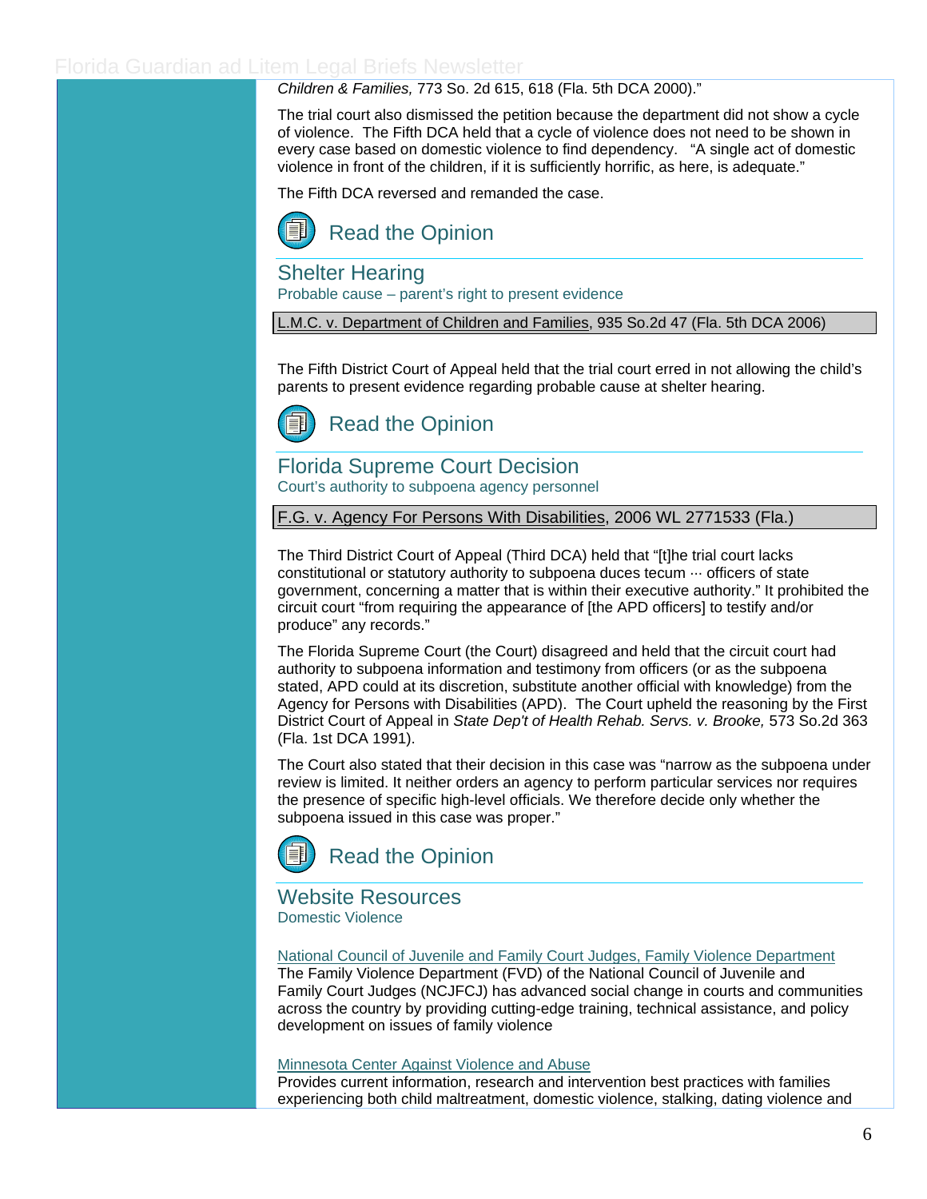*Children & Families,* 773 So. 2d 615, 618 (Fla. 5th DCA 2000)."

The trial court also dismissed the petition because the department did not show a cycle of violence. The Fifth DCA held that a cycle of violence does not need to be shown in every case based on domestic violence to find dependency. "A single act of domestic violence in front of the children, if it is sufficiently horrific, as here, is adequate."

The Fifth DCA reversed and remanded the case.

Read the Opinion

## Shelter Hearing

Probable cause – parent's right to present evidence

L.M.C. v. Department of Children and Families, 935 So.2d 47 (Fla. 5th DCA 2006)

The Fifth District Court of Appeal held that the trial court erred in not allowing the child's parents to present evidence regarding probable cause at shelter hearing.

Read the Opinion

## Florida Supreme Court Decision

Court's authority to subpoena agency personnel

F.G. v. Agency For Persons With Disabilities, 2006 WL 2771533 (Fla.)

The Third District Court of Appeal (Third DCA) held that "[t]he trial court lacks constitutional or statutory authority to subpoena duces tecum ··· officers of state government, concerning a matter that is within their executive authority." It prohibited the circuit court "from requiring the appearance of [the APD officers] to testify and/or produce" any records."

The Florida Supreme Court (the Court) disagreed and held that the circuit court had authority to subpoena information and testimony from officers (or as the subpoena stated, APD could at its discretion, substitute another official with knowledge) from the Agency for Persons with Disabilities (APD). The Court upheld the reasoning by the First District Court of Appeal in *State Dep't of Health Rehab. Servs. v. Brooke,* 573 So.2d 363 (Fla. 1st DCA 1991).

The Court also stated that their decision in this case was "narrow as the subpoena under review is limited. It neither orders an agency to perform particular services nor requires the presence of specific high-level officials. We therefore decide only whether the subpoena issued in this case was proper."

Read the Opinion

## Website Resources

Domestic Violence

National Council of Juvenile and Family Court Judges, Family Violence Department

The Family Violence Department (FVD) of the National Council of Juvenile and Family Court Judges (NCJFCJ) has advanced social change in courts and communities across the country by providing cutting-edge training, technical assistance, and policy development on issues of family violence

Minnesota Center Against Violence and Abuse

Provides current information, research and intervention best practices with families experiencing both child maltreatment, domestic violence, stalking, dating violence and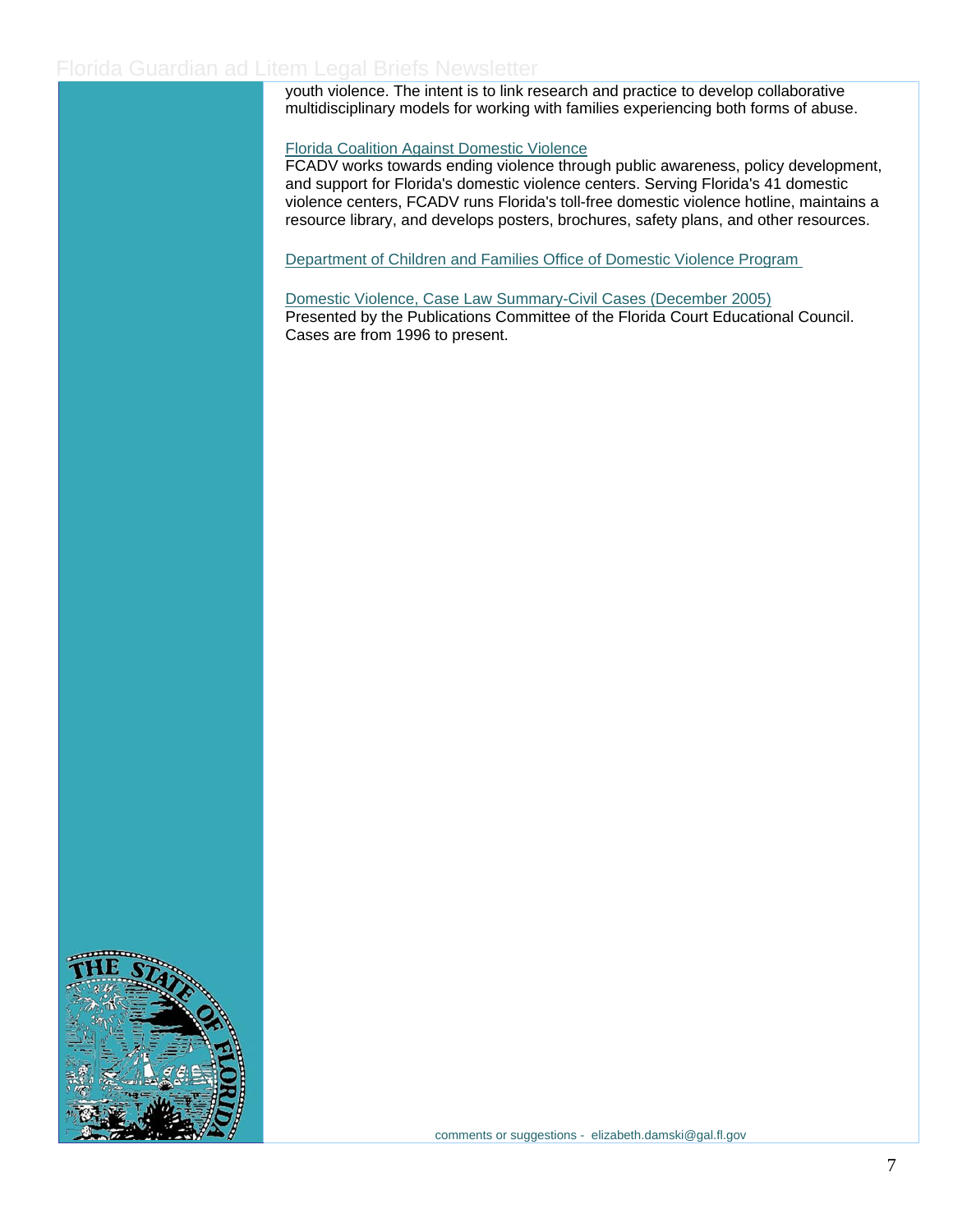youth violence. The intent is to link research and practice to develop collaborative multidisciplinary models for working with families experiencing both forms of abuse.

Florida Coalition Against Domestic Violence
FCADV works towards ending violence through public awareness, policy development, and support for Florida's domestic violence centers. Serving Florida's 41 domestic violence centers, FCADV runs Florida's toll-free domestic violence hotline, maintains a resource library, and develops posters, brochures, safety plans, and other resources.

Department of Children and Families Office of Domestic Violence Program

Domestic Violence, Case Law Summary-Civil Cases (December 2005)
Presented by the Publications Committee of the Florida Court Educational Council. Cases are from 1996 to present.

comments or suggestions - elizabeth.damski@gal.fl.gov